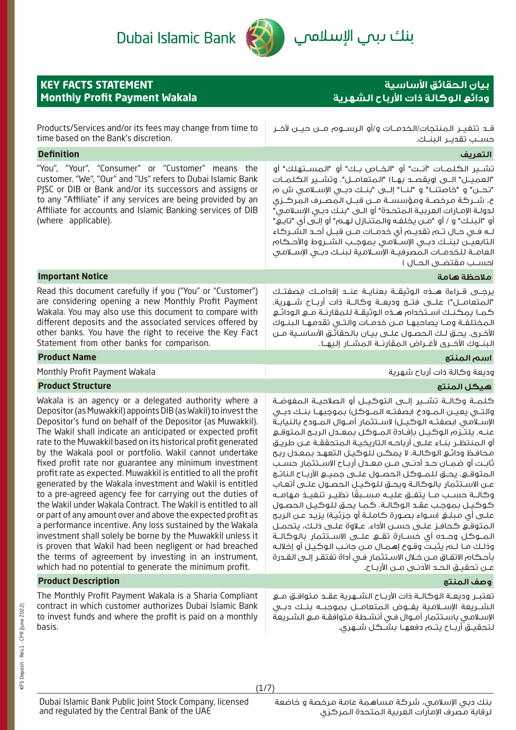# Dubai Islamic Bank بنك دبي الإسلامي

## KEY FACTS STATEMENT
## Monthly Profit Payment Wakala

## بيان الحقائق الأساسية
## ودائع الوكالة ذات الأرباح الشهرية

Products/Services and/or its fees may change from time to time based on the Bank's discretion.

قد تتغير المنتجات/الخدمات و/أو الرسوم من حين لآخر حسب تقدير البنك.

### Definition

"You", "Your", "Consumer" or "Customer" means the customer. "We", "Our" and "Us" refers to Dubai Islamic Bank PJSC or DIB or Bank and/or its successors and assigns or to any "Affiliate" if any services are being provided by an Affiliate for accounts and Islamic Banking services of DIB (where applicable).

### التعريف

تشير الكلمات "أنت" أو "الخاص بك" أو "المستهلك" أو "العميل" الى (ويقصد بها) "المتعامل". وتشير الكلمات "نحن" و "خاصتنا" و "لنا" إلى "بنك دبي الإسلامي ش م ع، شركة مرخصة ومؤسسة من قبل المصرف المركزي لدولة الإمارات العربية المتحدة" أو الى "بنك دبي الإسلامي" أو "البنك" و / أو "من يخلفه والمتنازل لهم" أو إلى أي "تابع" له في حال تم تقديم أي خدمات من قبل أحد الشركاء التابعين لبنك دبي الإسلامي بموجب الشروط والأحكام العامة للخدمات المصرفية الإسلامية لبنك دبي الإسلامي (حسب مقتضى الحال )

### Important Notice

Read this document carefully if you ("You" or "Customer") are considering opening a new Monthly Profit Payment Wakala. You may also use this document to compare with different deposits and the associated services offered by other banks. You have the right to receive the Key Fact Statement from other banks for comparison.

### ملاحظة هامة

يرجى قراءة هذه الوثيقة بعناية عند إقدامك (بصفتك "المتعامل") على فتح وديعة وكالة ذات أرباح شهرية. كما يمكنك استخدام هذه الوثيقة للمقارنة مع الودائع المختلفة وما يصاحبها من خدمات والتي تقدمها البنوك الأخرى. يحق لك الحصول على بيان بالحقائق الأساسية من البنوك الأخرى لأغراض المقارنة المشار إليها.

### Product Name

Monthly Profit Payment Wakala

### اسم المنتج

وديعة وكالة ذات أرباح شهرية

### Product Structure

Wakala is an agency or a delegated authority where a Depositor (as Muwakkil) appoints DIB (as Wakil) to invest the Depositor's fund on behalf of the Depositor (as Muwakkil). The Wakil shall indicate an anticipated or expected profit rate to the Muwakkil based on its historical profit generated by the Wakala pool or portfolio. Wakil cannot undertake fixed profit rate nor guarantee any minimum investment profit rate as expected. Muwakkil is entitled to all the profit generated by the Wakala investment and Wakil is entitled to a pre-agreed agency fee for carrying out the duties of the Wakil under Wakala Contract. The Wakil is entitled to all or part of any amount over and above the expected profit as a performance incentive. Any loss sustained by the Wakala investment shall solely be borne by the Muwakkil unless it is proven that Wakil had been negligent or had breached the terms of agreement by investing in an instrument, which had no potential to generate the minimum profit.

### هيكل المنتج

كلمة وكالة تشير إلى التوكيل أو الصلاحية المفوضة والتي يعين المودع (بصفته الموكل) بموجبها بنك دبي الإسلامي (بصفته الوكيل) لاستثمار أموال المودع بالنيابة عنه. يلتزم الوكيل بإفادة الموكل بمعدل الربح المتوقع أو المنتظر بناء على أرباحه التاريخية المتحققة عن طريق محافظ ودائع الوكالة. لا يمكن للوكيل التعهد بمعدل ربح ثابت أو ضمان حد أدنى من معدل أرباح الاستثمار حسب المتوقع. يحق للموكل الحصول على جميع الأرباح الناتج عن الاستثمار بالوكالة ويحق للوكيل الحصول على أتعاب وكالة حسب ما يتفق عليه مسبقًا نظير تنفيذ مهامه كوكيل بموجب عقد الوكالة. كما يحق للوكيل الحصول على أي مبلغ (سواء بصورة كاملة أو جزئية) يزيد عن الربح المتوقع كحافز على حسن الأداء. علاوة على ذلك، يتحمل الموكل وحده أي خسارة تقع على الاستثمار بالوكالة وذلك ما لم يثبت وقوع إهمال من جانب الوكيل أو إخلاله بأحكام الاتفاق من خلال الاستثمار في أداة تفتقر إلى القدرة عن تحقيق الحد الأدنى من الأرباح.

### Product Description

The Monthly Profit Payment Wakala is a Sharia Compliant contract in which customer authorizes Dubai Islamic Bank to invest funds and where the profit is paid on a monthly basis.

### وصف المنتج

تعتبر وديعة الوكالة ذات الأرباح الشهرية عقد متوافق مع الشريعة الإسلامية يفوض المتعامل بموجبه بنك دبي الإسلامي باستثمار أموال في أنشطة متوافقة مع الشريعة لتحقيق أرباح يتم دفعها بشكل شهري.

KFS Deposit - Rev.1 - CPR (June 2022)

Dubai Islamic Bank Public Joint Stock Company, licensed and regulated by the Central Bank of the UAE

بنك دبي الإسلامي، شركة مساهمة عامة مرخصة و خاضعة لرقابة مصرف الإمارات العربية المتحدة المركزي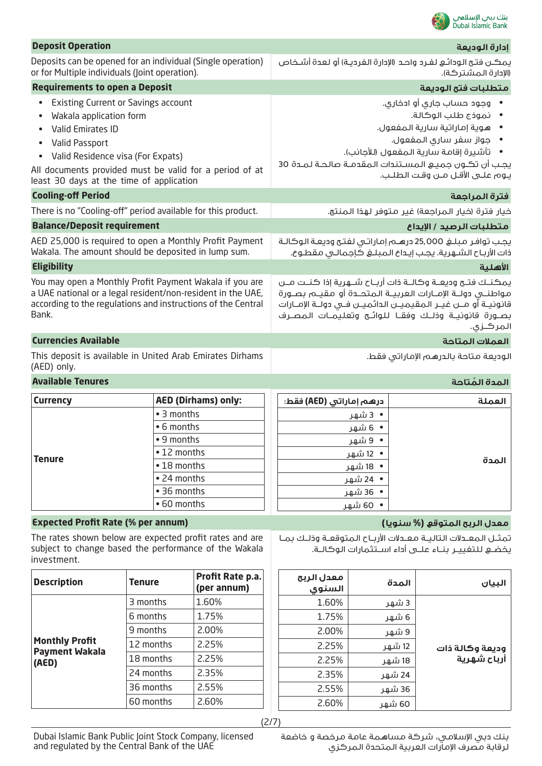## Deposit Operation

Deposits can be opened for an individual (Single operation) or for Multiple individuals (Joint operation).

## إدارة الوديعة

يمكـن فتح الودائع لفـرد واحـد (الإدارة الفرديـة) أو لعدة أشـخاص (الإدارة المشتركة).

## Requirements to open a Deposit

- Existing Current or Savings account
- Wakala application form
- Valid Emirates ID
- Valid Passport
- Valid Residence visa (For Expats)

All documents provided must be valid for a period of at least 30 days at the time of application

## متطلبات فتح الوديعة

- وجود حساب جاري أو ادخاري.
- نموذج طلب الوكالة.
- هوية إماراتية سارية المفعول.
- جواز سفر ساري المفعول.
- تأشيرة إقامة سارية المفعول (للأجانب).

يجب أن تكـون جميـع المسـتندات المقدمـة صالحـة لمـدة 30 يـوم علـى الأقل مـن وقـت الطلـب.

## Cooling-off Period

There is no "Cooling-off" period available for this product.

## فترة المراجعة

خيار فترة (خيار المراجعة) غير متوفر لهذا المنتج.

## Balance/Deposit requirement

AED 25,000 is required to open a Monthly Profit Payment Wakala. The amount should be deposited in lump sum.

## متطلبات الرصيد / الإيداع

يجب توافر مبلغ 25,000 درهـم إماراتي لفتح وديعة الوكالـة ذات الأربـاح الشـهرية. يجـب إيـداع المبلـغ كإجمالـي مقطـوع.

## Eligibility

You may open a Monthly Profit Payment Wakala if you are a UAE national or a legal resident/non-resident in the UAE, according to the regulations and instructions of the Central Bank.

## الأهلية

يمكـنـك فتـح وديعـة وكالـة ذات أربـاح شـهرية إذا كنـت مـن مواطنـي دولـة الإمـارات العربيـة المتحـدة أو مقيـم بصـورة قانونيـة أو مـن غيـر المقيميـن الدائميـن فـي دولـة الإمـارات بصـورة قانونيـة وذلـك وفقـاً للوائـح وتعليمـات المصـرف المركـزي.

## Currencies Available

This deposit is available in United Arab Emirates Dirhams (AED) only.

## العملات المتاحة

الوديعة متاحة بالدرهم الإماراتي فقط.

## Available Tenures

| Currency | AED (Dirhams) only: |
|---|---|
| Tenure | • 3 months |
| | • 6 months |
| | • 9 months |
| | • 12 months |
| | • 18 months |
| | • 24 months |
| | • 36 months |
| | • 60 months |

## المدة المُتاحة

| العملة | درهم إماراتي (AED) فقط: |
|---|---|
| المدة | • 3 شهر |
| | • 6 شهر |
| | • 9 شهر |
| | • 12 شهر |
| | • 18 شهر |
| | • 24 شهر |
| | • 36 شهر |
| | • 60 شهر |

## Expected Profit Rate (% per annum)

The rates shown below are expected profit rates and are subject to change based the performance of the Wakala investment.

| Description | Tenure | Profit Rate p.a. (per annum) |
|---|---|---|
| Monthly Profit Payment Wakala (AED) | 3 months | 1.60% |
| | 6 months | 1.75% |
| | 9 months | 2.00% |
| | 12 months | 2.25% |
| | 18 months | 2.25% |
| | 24 months | 2.35% |
| | 36 months | 2.55% |
| | 60 months | 2.60% |

## معدل الربح المتوقع (% سنويا)

تمثـل المعـدلات التاليـة معـدلات الأربـاح المتوقعـة وذلـك بمـا يخضـع للتغييـر بنـاء علـى أداء اسـتثمارات الوكالـة.

| البيان | المدة | معدل الربح السنوي |
|---|---|---|
| وديعة وكالة ذات أرباح شهرية | 3 شهر | 1.60% |
| | 6 شهر | 1.75% |
| | 9 شهر | 2.00% |
| | 12 شهر | 2.25% |
| | 18 شهر | 2.25% |
| | 24 شهر | 2.35% |
| | 36 شهر | 2.55% |
| | 60 شهر | 2.60% |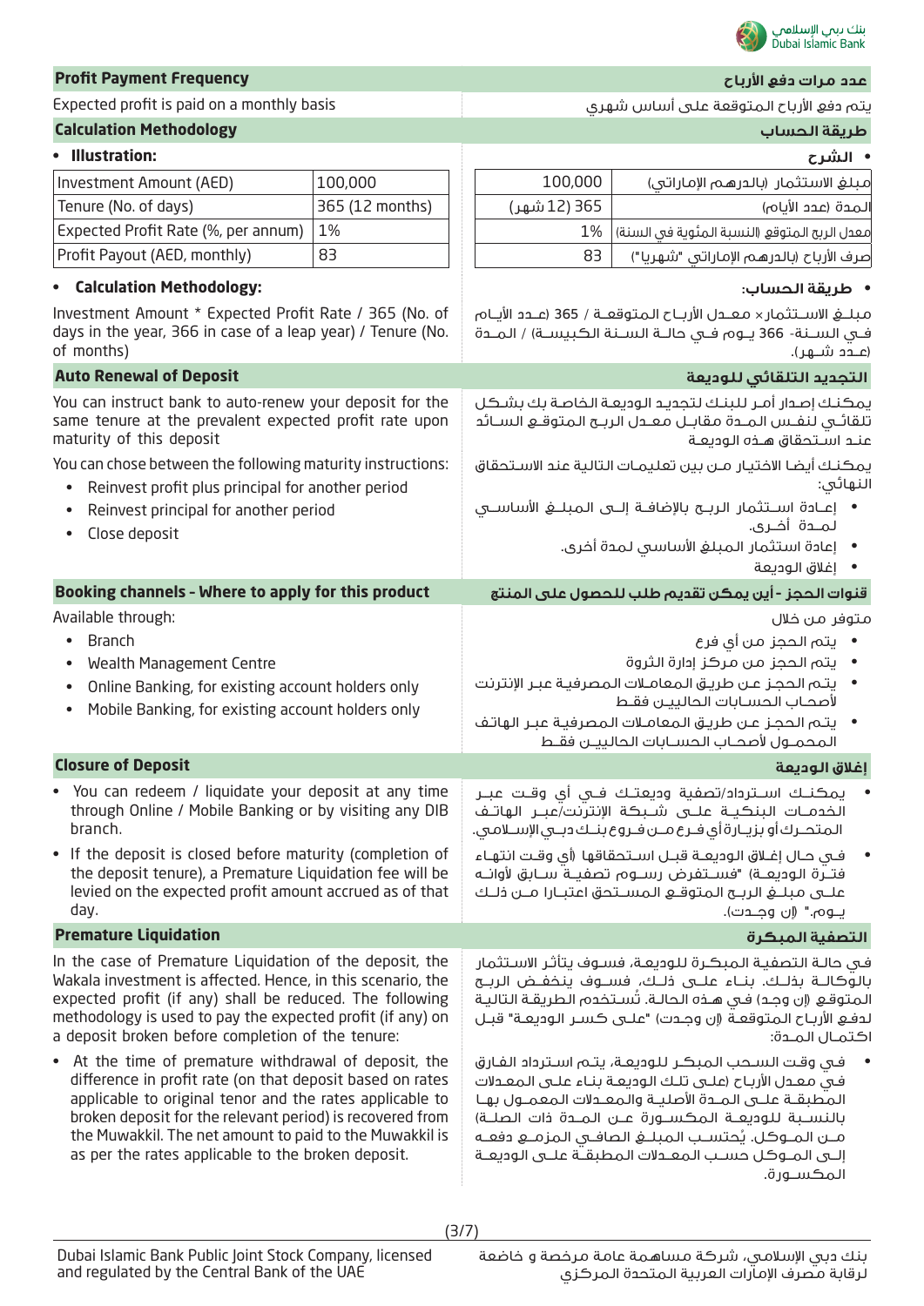## Profit Payment Frequency

## عدد مرات دفع الأرباح

Expected profit is paid on a monthly basis

يتم دفع الأرباح المتوقعة على أساس شهري

## Calculation Methodology

## طريقة الحساب

- **Illustration:**

| Investment Amount (AED) | 100,000 |
|---|---|
| Tenure (No. of days) | 365 (12 months) |
| Expected Profit Rate (%, per annum) | 1% |
| Profit Payout (AED, monthly) | 83 |

- **الشرح**

| مبلغ الاستثمار (بالدرهم الإماراتي) | 100,000 |
|---|---|
| المدة (عدد الأيام) | 365 (12 شهر) |
| معدل الربح المتوقع (النسبة المئوية في السنة) | 1% |
| صرف الأرباح (بالدرهم الإماراتي "شهريا") | 83 |

- **Calculation Methodology:**

Investment Amount * Expected Profit Rate / 365 (No. of days in the year, 366 in case of a leap year) / Tenure (No. of months)

- **طريقة الحساب:**

مبلغ الاستثمار × معدل الأرباح المتوقعة / 365 (عدد الأيام في السنة- 366 يوم في حالة السنة الكبيسة) / المدة (عدد شهر).

## Auto Renewal of Deposit

## التجديد التلقائي للوديعة

You can instruct bank to auto-renew your deposit for the same tenure at the prevalent expected profit rate upon maturity of this deposit

يمكنك إصدار أمر للبنك لتجديد الوديعة الخاصة بك بشكل تلقائي لنفس المدة مقابل معدل الربح المتوقع السائد عند استحقاق هذه الوديعة

You can chose between the following maturity instructions:

- Reinvest profit plus principal for another period
- Reinvest principal for another period
- Close deposit

يمكنك أيضا الاختيار من بين تعليمات التالية عند الاستحقاق النهائي:

- إعادة استثمار الربح بالإضافة إلى المبلغ الأساسي لمدة أخرى.
- إعادة استثمار المبلغ الأساسي لمدة أخرى.
- إغلاق الوديعة

## Booking channels - Where to apply for this product

## قنوات الحجز - أين يمكن تقديم طلب للحصول على المنتج

Available through:

- Branch
- Wealth Management Centre
- Online Banking, for existing account holders only
- Mobile Banking, for existing account holders only

متوفر من خلال

- يتم الحجز من أي فرع
- يتم الحجز من مركز إدارة الثروة
- يتم الحجز عن طريق المعاملات المصرفية عبر الإنترنت لأصحاب الحسابات الحاليين فقط
- يتم الحجز عن طريق المعاملات المصرفية عبر الهاتف المحمول لأصحاب الحسابات الحاليين فقط

## Closure of Deposit

## إغلاق الوديعة

- You can redeem / liquidate your deposit at any time through Online / Mobile Banking or by visiting any DIB branch.
- If the deposit is closed before maturity (completion of the deposit tenure), a Premature Liquidation fee will be levied on the expected profit amount accrued as of that day.

- يمكنك استرداد/تصفية وديعتك في أي وقت عبر الخدمات البنكية على شبكة الإنترنت/عبر الهاتف المتحرك أو بزيارة أي فرع من فروع بنك دبي الإسلامي.
- في حال إغلاق الوديعة قبل استحقاقها (أي وقت انتهاء فترة الوديعة) "فستفرض رسوم تصفية سابق لأوانه على مبلغ الربح المتوقع المستحق اعتبارا من ذلك يوم." (إن وجدت).

## Premature Liquidation

## التصفية المبكرة

In the case of Premature Liquidation of the deposit, the Wakala investment is affected. Hence, in this scenario, the expected profit (if any) shall be reduced. The following methodology is used to pay the expected profit (if any) on a deposit broken before completion of the tenure:

- At the time of premature withdrawal of deposit, the difference in profit rate (on that deposit based on rates applicable to original tenor and the rates applicable to broken deposit for the relevant period) is recovered from the Muwakkil. The net amount to paid to the Muwakkil is as per the rates applicable to the broken deposit.

في حالة التصفية المبكرة للوديعة، فسوف يتأثر الاستثمار بالوكالة بذلك. بناء على ذلك، فسوف ينخفض الربح المتوقع (إن وجد) في هذه الحالة. تُستخدم الطريقة التالية لدفع الأرباح المتوقعة (إن وجدت) "على كسر الوديعة" قبل اكتمال المدة:

- في وقت السحب المبكر للوديعة، يتم استرداد الفارق في معدل الأرباح (على تلك الوديعة بناء على المعدلات المطبقة على المدة الأصلية والمعدلات المعمول بها بالنسبة للوديعة المكسورة عن المدة ذات الصلة) من الموكل. يُحتسب المبلغ الصافي المزمع دفعه إلى الموكل حسب المعدلات المطبقة على الوديعة المكسورة.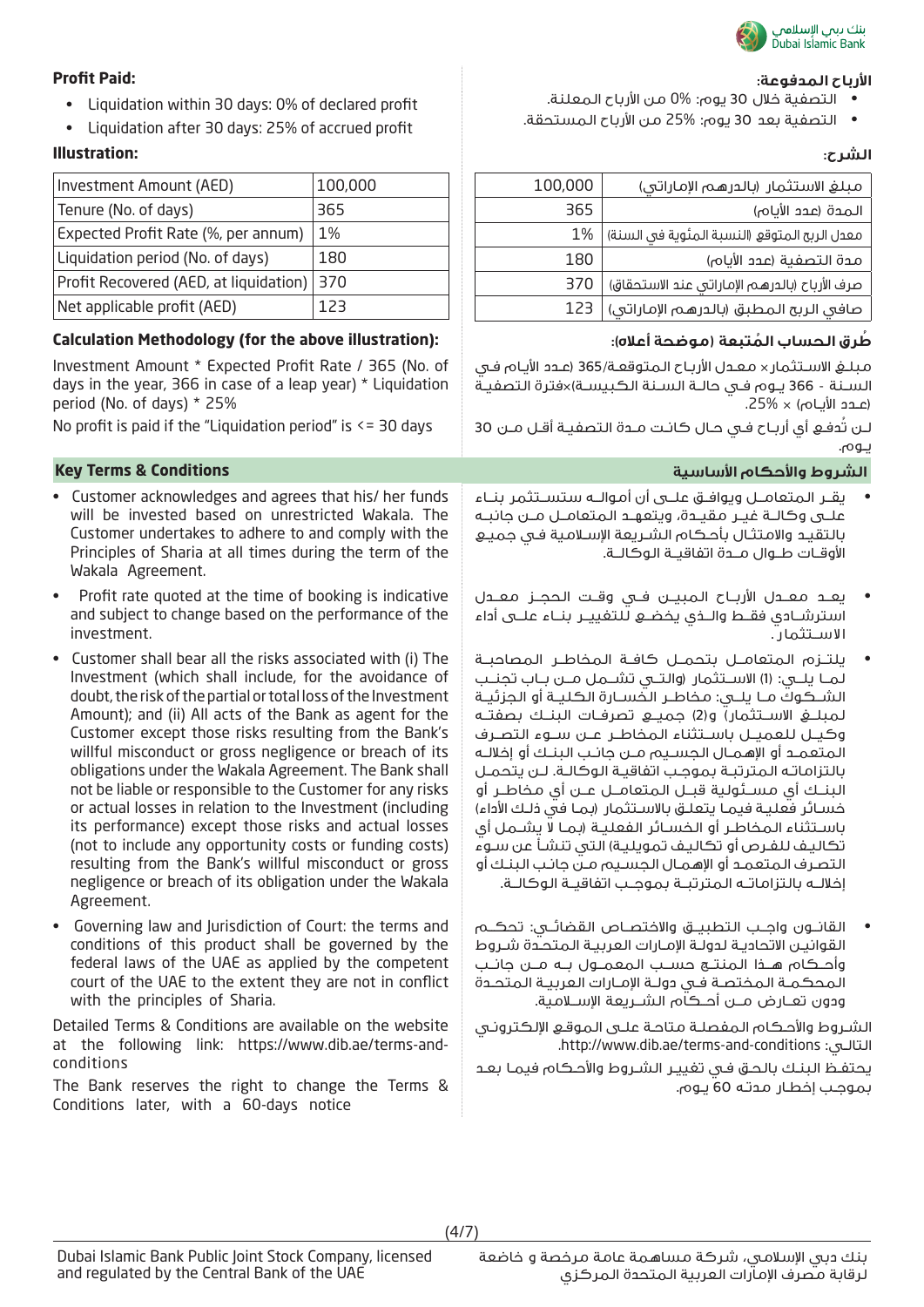**Profit Paid:**

- Liquidation within 30 days: 0% of declared profit
- Liquidation after 30 days: 25% of accrued profit

**Illustration:**

| Investment Amount (AED) | 100,000 |
|---|---|
| Tenure (No. of days) | 365 |
| Expected Profit Rate (%, per annum) | 1% |
| Liquidation period (No. of days) | 180 |
| Profit Recovered (AED, at liquidation) | 370 |
| Net applicable profit (AED) | 123 |

**Calculation Methodology (for the above illustration):**

Investment Amount * Expected Profit Rate / 365 (No. of days in the year, 366 in case of a leap year) * Liquidation period (No. of days) * 25%

No profit is paid if the "Liquidation period" is <= 30 days

## Key Terms & Conditions

- Customer acknowledges and agrees that his/ her funds will be invested based on unrestricted Wakala. The Customer undertakes to adhere to and comply with the Principles of Sharia at all times during the term of the Wakala Agreement.
- Profit rate quoted at the time of booking is indicative and subject to change based on the performance of the investment.
- Customer shall bear all the risks associated with (i) The Investment (which shall include, for the avoidance of doubt, the risk of the partial or total loss of the Investment Amount); and (ii) All acts of the Bank as agent for the Customer except those risks resulting from the Bank's willful misconduct or gross negligence or breach of its obligations under the Wakala Agreement. The Bank shall not be liable or responsible to the Customer for any risks or actual losses in relation to the Investment (including its performance) except those risks and actual losses (not to include any opportunity costs or funding costs) resulting from the Bank's willful misconduct or gross negligence or breach of its obligation under the Wakala Agreement.
- Governing law and Jurisdiction of Court: the terms and conditions of this product shall be governed by the federal laws of the UAE as applied by the competent court of the UAE to the extent they are not in conflict with the principles of Sharia.

Detailed Terms & Conditions are available on the website at the following link: https://www.dib.ae/terms-and-conditions

The Bank reserves the right to change the Terms & Conditions later, with a 60-days notice

**الأرباح المدفوعة:**

- التصفية خلال 30 يوم: 0% من الأرباح المعلنة.
- التصفية بعد 30 يوم: 25% من الأرباح المستحقة.

**الشرح:**

| مبلغ الاستثمار (بالدرهم الإماراتي) | 100,000 |
|---|---|
| المدة (عدد الأيام) | 365 |
| معدل الربح المتوقع (النسبة المئوية في السنة) | 1% |
| مدة التصفية (عدد الأيام) | 180 |
| صرف الأرباح (بالدرهم الإماراتي عند الاستحقاق) | 370 |
| صافي الربح المطبق (بالدرهم الإماراتي) | 123 |

**طُرق الحساب المُتبعة (موضحة أعلاه):**

مبلغ الاستثمار× معدل الأرباح المتوقعة/365 (عدد الأيام في السنة - 366 يوم في حالة السنة الكبيسة)×فترة التصفية (عدد الأيام) × 25%.

لن تُدفع أي أرباح في حال كانت مدة التصفية أقل من 30 يوم.

## الشروط والأحكام الأساسية

- يقر المتعامل ويوافق على أن أمواله ستستثمر بناء على وكالة غير مقيدة، ويتعهد المتعامل من جانبه بالتقيد والامتثال بأحكام الشريعة الإسلامية في جميع الأوقات طوال مدة اتفاقية الوكالة.
- يعد معدل الأرباح المبين في وقت الحجز معدل استرشادي فقط والذي يخضع للتغيير بناء على أداء الاستثمار.
- يلتزم المتعامل بتحمل كافة المخاطر المصاحبة لما يلي: (1) الاستثمار (والتي تشمل من باب تجنب الشكوك ما يلي: مخاطر الخسارة الكلية أو الجزئية لمبلغ الاستثمار) و(2) جميع تصرفات البنك بصفته وكيل للعميل باستثناء المخاطر عن سوء التصرف المتعمد أو الإهمال الجسيم من جانب البنك أو إخلاله بالتزاماته المترتبة بموجب اتفاقية الوكالة. لن يتحمل البنك أي مسئولية قبل المتعامل عن أي مخاطر أو خسائر فعلية فيما يتعلق بالاستثمار (بما في ذلك الأداء) باستثناء المخاطر أو الخسائر الفعلية (بما لا يشمل أي تكاليف للفرص أو تكاليف تمويلية) التي تنشأ عن سوء التصرف المتعمد أو الإهمال الجسيم من جانب البنك أو إخلاله بالتزاماته المترتبة بموجب اتفاقية الوكالة.
- القانون واجب التطبيق والاختصاص القضائي: تحكم القوانين الاتحادية لدولة الإمارات العربية المتحدة شروط وأحكام هذا المنتج حسب المعمول به من جانب المحكمة المختصة في دولة الإمارات العربية المتحدة ودون تعارض من أحكام الشريعة الإسلامية.

الشروط والأحكام المفصلة متاحة على الموقع الإلكتروني التالي: http://www.dib.ae/terms-and-conditions.

يحتفظ البنك بالحق في تغيير الشروط والأحكام فيما بعد بموجب إخطار مدته 60 يوم.

Dubai Islamic Bank Public Joint Stock Company, licensed and regulated by the Central Bank of the UAE

بنك دبي الإسلامي، شركة مساهمة عامة مرخصة و خاضعة لرقابة مصرف الإمارات العربية المتحدة المركزي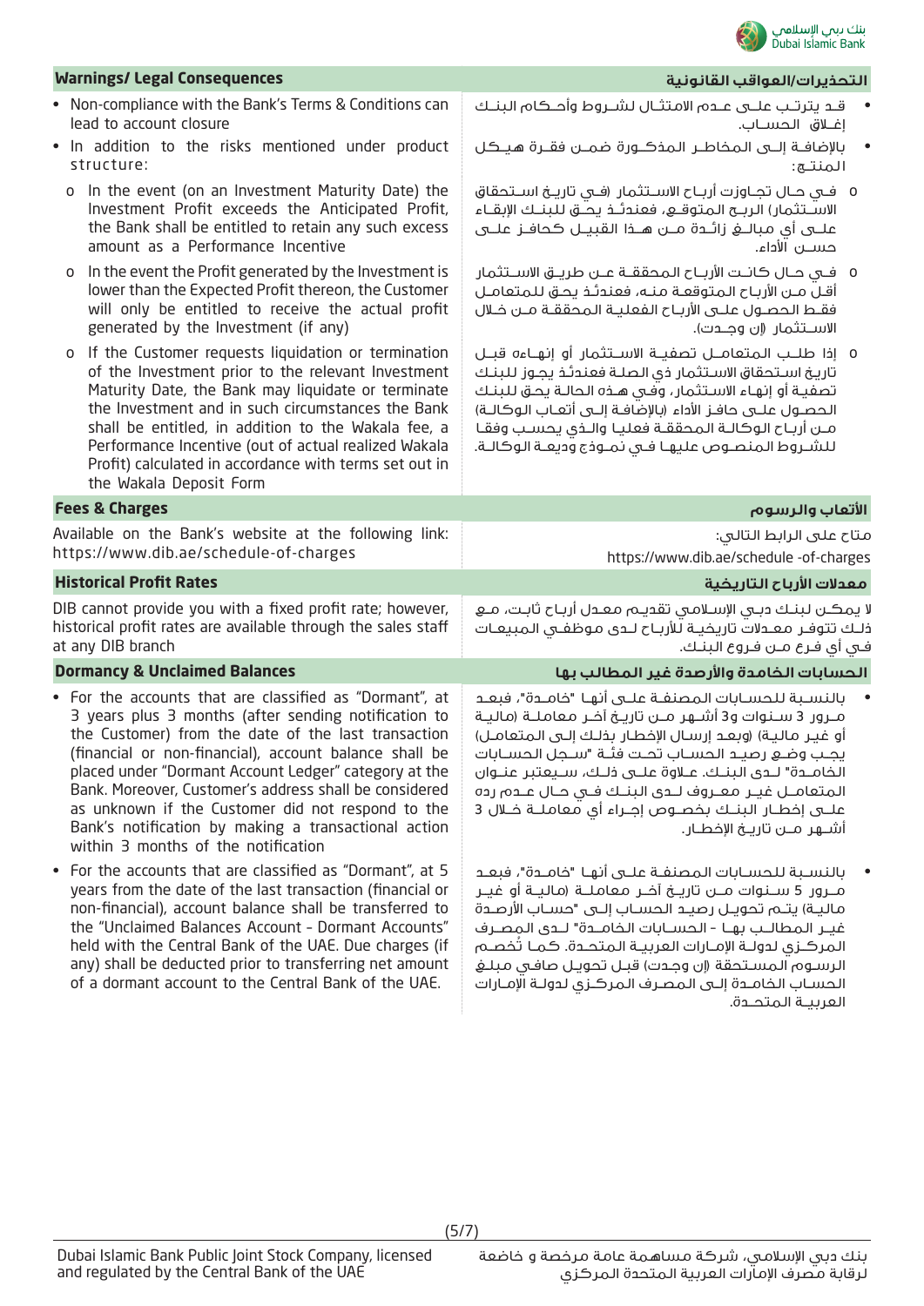## Warnings/ Legal Consequences

## التحذيرات/العواقب القانونية

- Non-compliance with the Bank's Terms & Conditions can lead to account closure
- In addition to the risks mentioned under product structure:
  - o In the event (on an Investment Maturity Date) the Investment Profit exceeds the Anticipated Profit, the Bank shall be entitled to retain any such excess amount as a Performance Incentive
  - o In the event the Profit generated by the Investment is lower than the Expected Profit thereon, the Customer will only be entitled to receive the actual profit generated by the Investment (if any)
  - o If the Customer requests liquidation or termination of the Investment prior to the relevant Investment Maturity Date, the Bank may liquidate or terminate the Investment and in such circumstances the Bank shall be entitled, in addition to the Wakala fee, a Performance Incentive (out of actual realized Wakala Profit) calculated in accordance with terms set out in the Wakala Deposit Form

- قـد يترتـب علـى عـدم الامتثـال لشـروط وأحـكام البنـك إغـلاق الحسـاب.
- بالإضافـة إلـى المخاطـر المذكـورة ضمـن فقـرة هيـكل المنتـج:
  - o فـي حـال تجـاوزت أربـاح الاسـتثمار (فـي تاريـخ اسـتحقاق الاسـتثمار) الربـح المتوقـع، فعندئـذ يحـق للبنـك الإبقـاء علـى أي مبالـغ زائـدة مـن هـذا القبيـل كحافـز علـى حسـن الأداء.
  - o فـي حـال كانـت الأربـاح المحققـة عـن طريـق الاسـتثمار أقـل مـن الأربـاح المتوقعـة منـه، فعندئـذ يحـق للمتعامـل فقـط الحصـول علـى الأربـاح الفعليـة المحققـة مـن خـلال الاسـتثمار (إن وجـدت).
  - o إذا طلـب المتعامـل تصفيـة الاسـتثمار أو إنهـاءه قبـل تاريـخ اسـتحقاق الاسـتثمار ذي الصلـة فعندئـذ يجـوز للبنـك تصفيـة أو إنهـاء الاسـتثمار، وفـي هـذه الحالـة يحـق للبنـك الحصـول علـى حافـز الأداء (بالإضافـة إلـى أتعـاب الوكالـة) مـن أربـاح الوكالـة المحققـة فعليـا والـذي يحسـب وفقـا للشـروط المنصـوص عليهـا فـي نمـوذج وديعـة الوكالـة.

## Fees & Charges

## الأتعاب والرسوم

Available on the Bank's website at the following link: https://www.dib.ae/schedule-of-charges

متاح على الرابط التالي:
https://www.dib.ae/schedule -of-charges

## Historical Profit Rates

## معدلات الأرباح التاريخية

DIB cannot provide you with a fixed profit rate; however, historical profit rates are available through the sales staff at any DIB branch

لا يمكـن لبنـك دبـي الإسـلامي تقديـم معـدل أربـاح ثابـت، مـع ذلـك تتوفـر معـدلات تاريخيـة للأربـاح لـدى موظفـي المبيعـات فـي أي فـرع مـن فـروع البنـك.

## Dormancy & Unclaimed Balances

## الحسابات الخامدة والأرصدة غير المطالب بها

- For the accounts that are classified as "Dormant", at 3 years plus 3 months (after sending notification to the Customer) from the date of the last transaction (financial or non-financial), account balance shall be placed under "Dormant Account Ledger" category at the Bank. Moreover, Customer's address shall be considered as unknown if the Customer did not respond to the Bank's notification by making a transactional action within 3 months of the notification
- For the accounts that are classified as "Dormant", at 5 years from the date of the last transaction (financial or non-financial), account balance shall be transferred to the "Unclaimed Balances Account - Dormant Accounts" held with the Central Bank of the UAE. Due charges (if any) shall be deducted prior to transferring net amount of a dormant account to the Central Bank of the UAE.

- بالنسـبة للحسـابات المصنفـة علـى أنهـا "خامـدة"، فبعـد مـرور 3 سـنوات و3 أشـهر مـن تاريـخ آخـر معاملـة (ماليـة أو غيـر ماليـة) (وبعـد إرسـال الإخطـار بذلـك إلـى المتعامـل) يجـب وضـع رصيـد الحسـاب تحـت فئـة "سـجل الحسـابات الخامـدة" لـدى البنـك. عـلاوة علـى ذلـك، سـيعتبر عنـوان المتعامـل غيـر معـروف لـدى البنـك فـي حـال عـدم رده علـى إخطـار البنـك بخصـوص إجـراء أي معاملـة خـلال 3 أشـهر مـن تاريـخ الإخطـار.
- بالنسـبة للحسـابات المصنفـة علـى أنهـا "خامـدة"، فبعـد مـرور 5 سـنوات مـن تاريـخ آخـر معاملـة (ماليـة أو غيـر ماليـة) يتـم تحويـل رصيـد الحسـاب إلـى "حسـاب الأرصـدة غيـر المطالـب بهـا - الحسـابات الخامـدة" لـدى المصـرف المركـزي لدولـة الإمـارات العربيـة المتحـدة. كمـا تُخصـم الرسـوم المسـتحقة (إن وجـدت) قبـل تحويـل صافـي مبلـغ الحسـاب الخامـدة إلـى المصـرف المركـزي لدولـة الإمـارات العربيـة المتحـدة.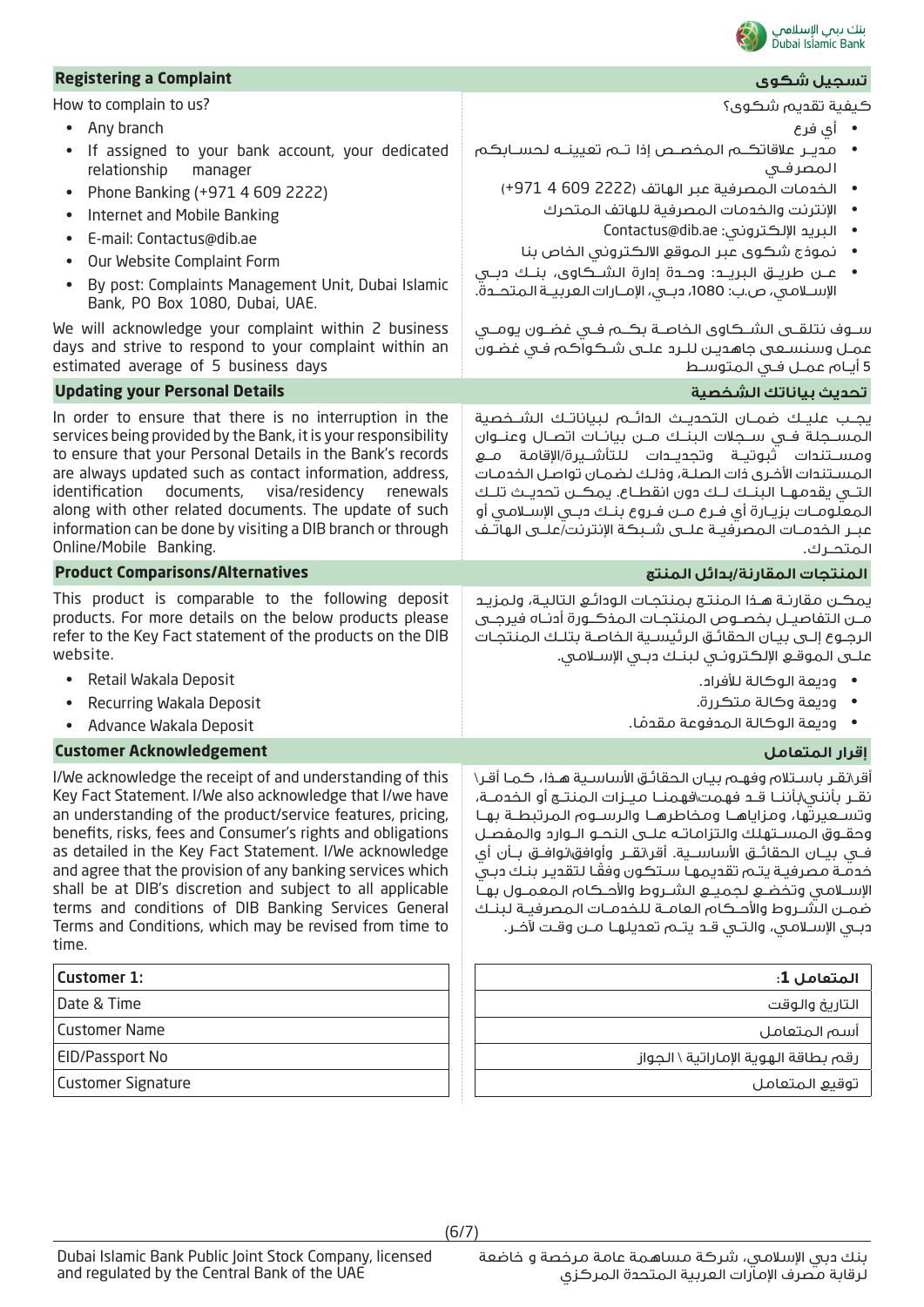## Registering a Complaint

## تسجيل شكوى

How to complain to us?

- Any branch
- If assigned to your bank account, your dedicated relationship manager
- Phone Banking (+971 4 609 2222)
- Internet and Mobile Banking
- E-mail: Contactus@dib.ae
- Our Website Complaint Form
- By post: Complaints Management Unit, Dubai Islamic Bank, PO Box 1080, Dubai, UAE.

We will acknowledge your complaint within 2 business days and strive to respond to your complaint within an estimated average of 5 business days

كيفية تقديم شكوى؟

- أي فرع
- مدير علاقاتكم المخصص إذا تم تعيينه لحسابكم المصرفي
- الخدمات المصرفية عبر الهاتف (2222 609 4 971+)
- الإنترنت والخدمات المصرفية للهاتف المتحرك
- البريد الإلكتروني: Contactus@dib.ae
- نموذج شكوى عبر الموقع الالكتروني الخاص بنا
- عن طريق البريد: وحدة إدارة الشكاوى، بنك دبي الإسلامي، ص.ب: 1080، دبي، الإمارات العربية المتحدة.

سوف نتلقى الشكاوى الخاصة بكم في غضون يومي عمل وسنسعى جاهدين للرد على شكواكم في غضون 5 أيام عمل في المتوسط

## Updating your Personal Details

## تحديث بياناتك الشخصية

In order to ensure that there is no interruption in the services being provided by the Bank, it is your responsibility to ensure that your Personal Details in the Bank's records are always updated such as contact information, address, identification documents, visa/residency renewals along with other related documents. The update of such information can be done by visiting a DIB branch or through Online/Mobile Banking.

يجب عليك ضمان التحديث الدائم لبياناتك الشخصية المسجلة في سجلات البنك من بيانات اتصال وعنوان ومستندات ثبوتية وتجديدات للتأشيرة/الإقامة مع المستندات الأخرى ذات الصلة، وذلك لضمان تواصل الخدمات التي يقدمها البنك لك دون انقطاع. يمكن تحديث تلك المعلومات بزيارة أي فرع من فروع بنك دبي الإسلامي أو عبر الخدمات المصرفية على شبكة الإنترنت/على الهاتف المتحرك.

## Product Comparisons/Alternatives

## المنتجات المقارنة/بدائل المنتج

This product is comparable to the following deposit products. For more details on the below products please refer to the Key Fact statement of the products on the DIB website.

- Retail Wakala Deposit
- Recurring Wakala Deposit
- Advance Wakala Deposit

يمكن مقارنة هذا المنتج بمنتجات الودائع التالية، ولمزيد من التفاصيل بخصوص المنتجات المذكورة أدناه فيرجى الرجوع إلى بيان الحقائق الرئيسية الخاصة بتلك المنتجات على الموقع الإلكتروني لبنك دبي الإسلامي.

- وديعة الوكالة للأفراد.
- وديعة وكالة متكررة.
- وديعة الوكالة المدفوعة مقدمًا.

## Customer Acknowledgement

## إقرار المتعامل

I/We acknowledge the receipt of and understanding of this Key Fact Statement. I/We also acknowledge that I/we have an understanding of the product/service features, pricing, benefits, risks, fees and Consumer's rights and obligations as detailed in the Key Fact Statement. I/We acknowledge and agree that the provision of any banking services which shall be at DIB's discretion and subject to all applicable terms and conditions of DIB Banking Services General Terms and Conditions, which may be revised from time to time.

أقر\نقر باستلام وفهم بيان الحقائق الأساسية هذا، كما أقر\نقر بأنني\بأننا قد فهمت\فهمنا ميزات المنتج أو الخدمة، وتسعيرتها، ومزاياها ومخاطرها والرسوم المرتبطة بها وحقوق المستهلك والتزاماته على النحو الوارد والمفصل في بيان الحقائق الأساسية. أقر\نقر وأوافق\نوافق بأن أي خدمة مصرفية يتم تقديمها ستكون وفقًا لتقدير بنك دبي الإسلامي وتخضع لجميع الشروط والأحكام المعمول بها ضمن الشروط والأحكام العامة للخدمات المصرفية لبنك دبي الإسلامي، والتي قد يتم تعديلها من وقت لآخر.

| Customer 1: |
|---|
| Date & Time |
| Customer Name |
| EID/Passport No |
| Customer Signature |

| المتعامل 1: |
|---|
| التاريخ والوقت |
| أسم المتعامل |
| رقم بطاقة الهوية الإماراتية \ الجواز |
| توقيع المتعامل |

Dubai Islamic Bank Public Joint Stock Company, licensed and regulated by the Central Bank of the UAE

بنك دبي الإسلامي، شركة مساهمة عامة مرخصة و خاضعة لرقابة مصرف الإمارات العربية المتحدة المركزي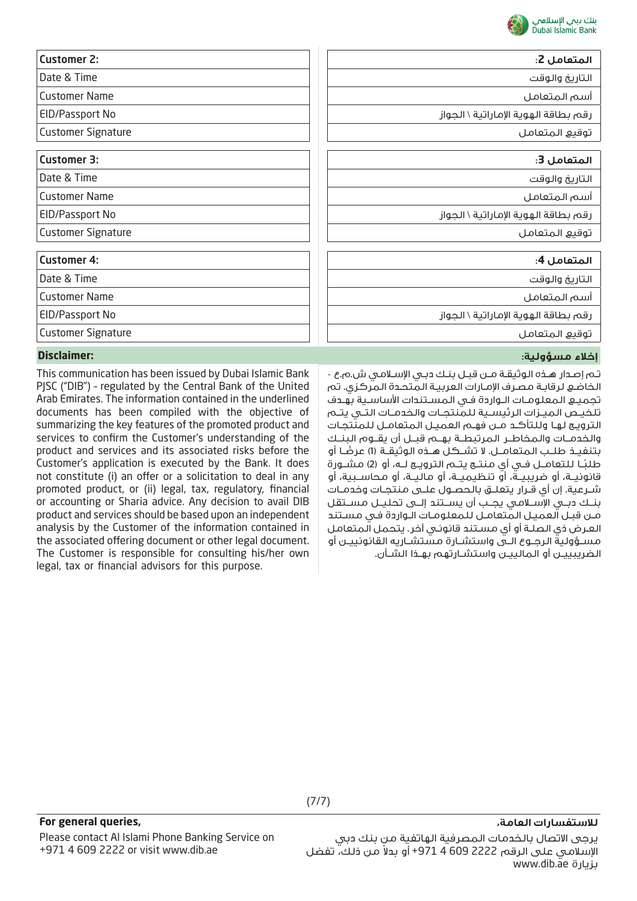| Customer 2: | المتعامل 2: |
| --- | --- |
| Date & Time | التاريخ والوقت |
| Customer Name | أسم المتعامل |
| EID/Passport No | رقم بطاقة الهوية الإماراتية \ الجواز |
| Customer Signature | توقيع المتعامل |

| Customer 3: | المتعامل 3: |
| --- | --- |
| Date & Time | التاريخ والوقت |
| Customer Name | أسم المتعامل |
| EID/Passport No | رقم بطاقة الهوية الإماراتية \ الجواز |
| Customer Signature | توقيع المتعامل |

| Customer 4: | المتعامل 4: |
| --- | --- |
| Date & Time | التاريخ والوقت |
| Customer Name | أسم المتعامل |
| EID/Passport No | رقم بطاقة الهوية الإماراتية \ الجواز |
| Customer Signature | توقيع المتعامل |

**Disclaimer:**

This communication has been issued by Dubai Islamic Bank PJSC ("DIB") - regulated by the Central Bank of the United Arab Emirates. The information contained in the underlined documents has been compiled with the objective of summarizing the key features of the promoted product and services to confirm the Customer's understanding of the product and services and its associated risks before the Customer's application is executed by the Bank. It does not constitute (i) an offer or a solicitation to deal in any promoted product, or (ii) legal, tax, regulatory, financial or accounting or Sharia advice. Any decision to avail DIB product and services should be based upon an independent analysis by the Customer of the information contained in the associated offering document or other legal document. The Customer is responsible for consulting his/her own legal, tax or financial advisors for this purpose.

**إخلاء مسؤولية:**

تم إصدار هذه الوثيقة من قبل بنك دبي الإسلامي ش.م.ع - الخاضع لرقابة مصرف الإمارات العربية المتحدة المركزي. تم تجميع المعلومات الواردة في المستندات الأساسية بهدف تلخيص الميزات الرئيسية للمنتجات والخدمات التي يتم الترويج لها وللتأكد من فهم العميل المتعامل للمنتجات والخدمات والمخاطر المرتبطة بهم قبل أن يقوم البنك بتنفيذ طلب المتعامل. لا تشكل هذه الوثيقة (1) عرضًا أو طلبًا للتعامل في أي منتج يتم الترويج له، أو (2) مشورة قانونية، أو ضريبية، أو تنظيمية، أو مالية، أو محاسبية، أو شرعية. إن أي قرار يتعلق بالحصول على منتجات وخدمات بنك دبي الإسلامي يجب أن يستند إلى تحليل مستقل من قبل العميل المتعامل للمعلومات الواردة في مستند العرض ذي الصلة أو أي مستند قانوني آخر. يتحمل المتعامل مسؤولية الرجوع الى واستشارة مستشاريه القانونيين أو الضريبيين أو الماليين واستشارتهم بهذا الشأن.

**For general queries,**

Please contact Al Islami Phone Banking Service on +971 4 609 2222 or visit www.dib.ae

**للاستفسارات العامة،**

يرجى الاتصال بالخدمات المصرفية الهاتفية من بنك دبي الإسلامي على الرقم 2222 609 4 971+ أو بدلاً من ذلك، تفضل بزيارة www.dib.ae